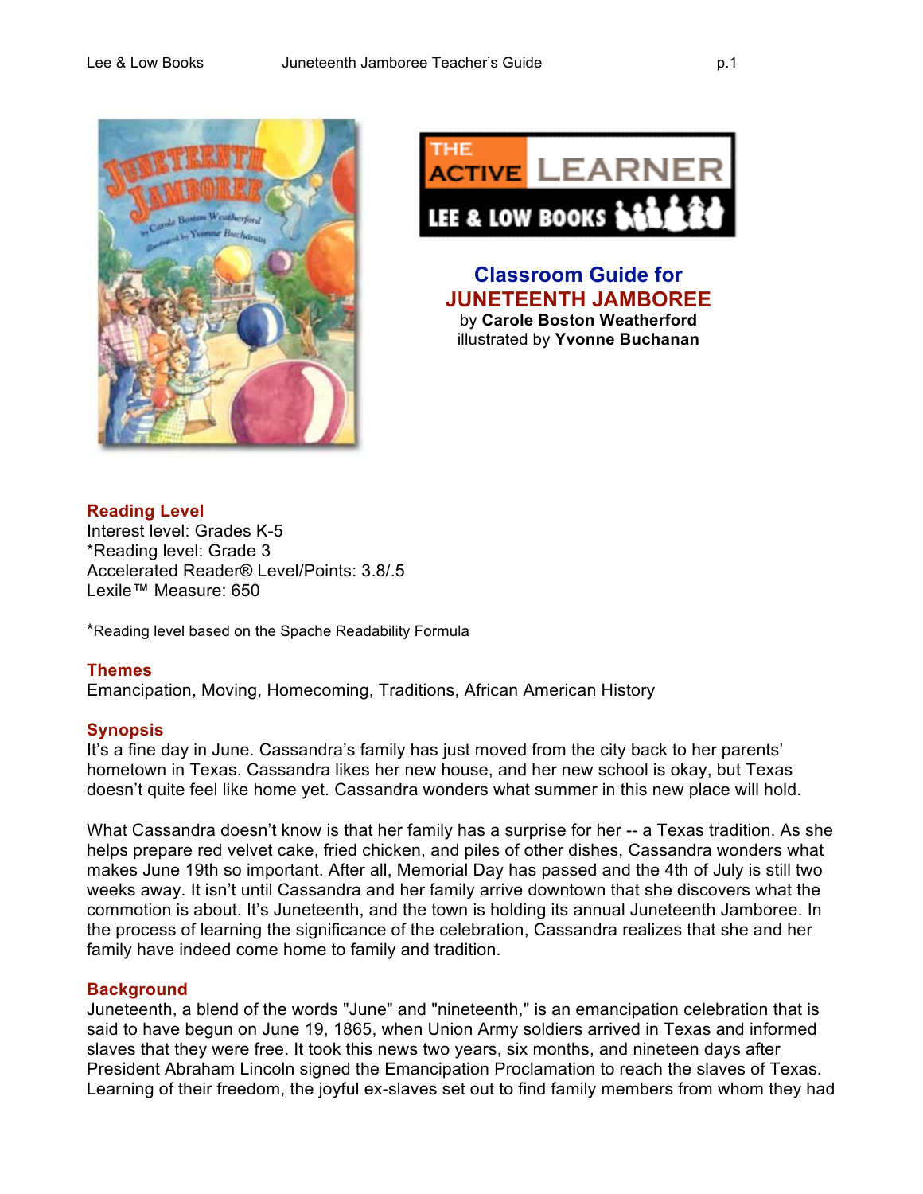# Classroom Guide for JUNETEENTH JAMBOREE

by **Carole Boston Weatherford**
illustrated by **Yvonne Buchanan**

## Reading Level

Interest level: Grades K-5
*Reading level: Grade 3
Accelerated Reader® Level/Points: 3.8/.5
Lexile™ Measure: 650

*Reading level based on the Spache Readability Formula

## Themes

Emancipation, Moving, Homecoming, Traditions, African American History

## Synopsis

It's a fine day in June. Cassandra's family has just moved from the city back to her parents' hometown in Texas. Cassandra likes her new house, and her new school is okay, but Texas doesn't quite feel like home yet. Cassandra wonders what summer in this new place will hold.

What Cassandra doesn't know is that her family has a surprise for her -- a Texas tradition. As she helps prepare red velvet cake, fried chicken, and piles of other dishes, Cassandra wonders what makes June 19th so important. After all, Memorial Day has passed and the 4th of July is still two weeks away. It isn't until Cassandra and her family arrive downtown that she discovers what the commotion is about. It's Juneteenth, and the town is holding its annual Juneteenth Jamboree. In the process of learning the significance of the celebration, Cassandra realizes that she and her family have indeed come home to family and tradition.

## Background

Juneteenth, a blend of the words "June" and "nineteenth," is an emancipation celebration that is said to have begun on June 19, 1865, when Union Army soldiers arrived in Texas and informed slaves that they were free. It took this news two years, six months, and nineteen days after President Abraham Lincoln signed the Emancipation Proclamation to reach the slaves of Texas. Learning of their freedom, the joyful ex-slaves set out to find family members from whom they had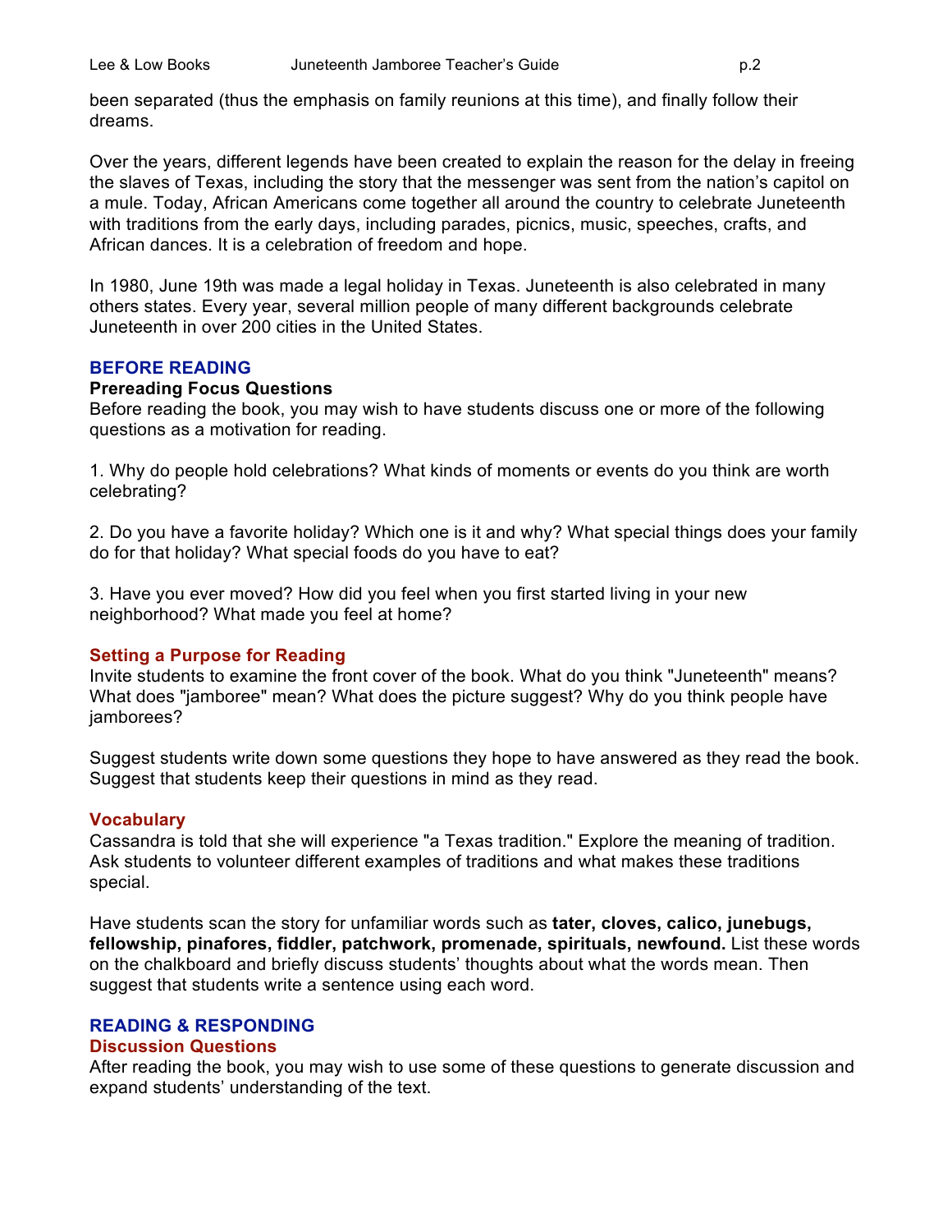been separated (thus the emphasis on family reunions at this time), and finally follow their dreams.

Over the years, different legends have been created to explain the reason for the delay in freeing the slaves of Texas, including the story that the messenger was sent from the nation's capitol on a mule. Today, African Americans come together all around the country to celebrate Juneteenth with traditions from the early days, including parades, picnics, music, speeches, crafts, and African dances. It is a celebration of freedom and hope.

In 1980, June 19th was made a legal holiday in Texas. Juneteenth is also celebrated in many others states. Every year, several million people of many different backgrounds celebrate Juneteenth in over 200 cities in the United States.

## BEFORE READING

### Prereading Focus Questions

Before reading the book, you may wish to have students discuss one or more of the following questions as a motivation for reading.

1. Why do people hold celebrations? What kinds of moments or events do you think are worth celebrating?

2. Do you have a favorite holiday? Which one is it and why? What special things does your family do for that holiday? What special foods do you have to eat?

3. Have you ever moved? How did you feel when you first started living in your new neighborhood? What made you feel at home?

### Setting a Purpose for Reading

Invite students to examine the front cover of the book. What do you think "Juneteenth" means? What does "jamboree" mean? What does the picture suggest? Why do you think people have jamborees?

Suggest students write down some questions they hope to have answered as they read the book. Suggest that students keep their questions in mind as they read.

### Vocabulary

Cassandra is told that she will experience "a Texas tradition." Explore the meaning of tradition. Ask students to volunteer different examples of traditions and what makes these traditions special.

Have students scan the story for unfamiliar words such as **tater, cloves, calico, junebugs, fellowship, pinafores, fiddler, patchwork, promenade, spirituals, newfound.** List these words on the chalkboard and briefly discuss students' thoughts about what the words mean. Then suggest that students write a sentence using each word.

## READING & RESPONDING

### Discussion Questions

After reading the book, you may wish to use some of these questions to generate discussion and expand students' understanding of the text.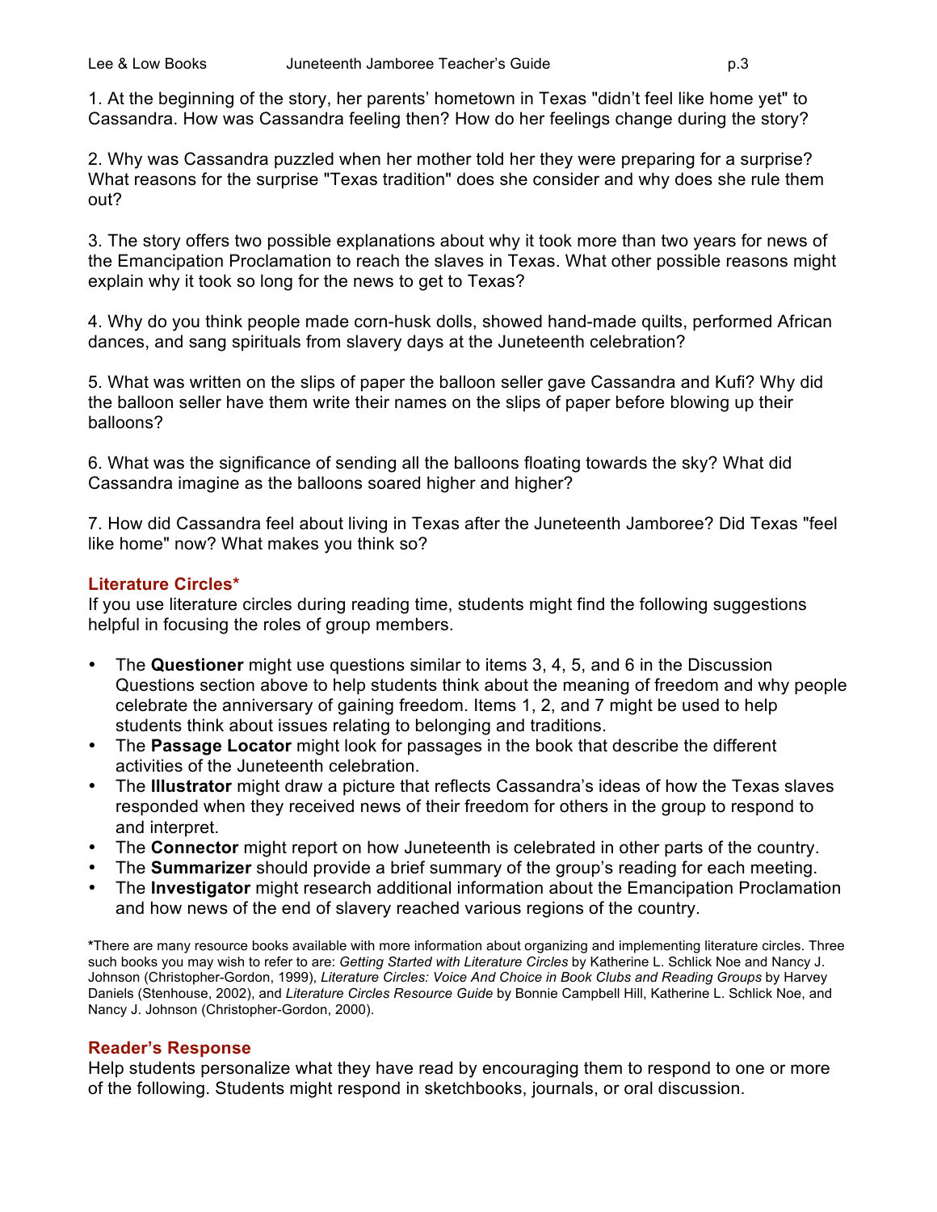1. At the beginning of the story, her parents' hometown in Texas "didn't feel like home yet" to Cassandra. How was Cassandra feeling then? How do her feelings change during the story?

2. Why was Cassandra puzzled when her mother told her they were preparing for a surprise? What reasons for the surprise "Texas tradition" does she consider and why does she rule them out?

3. The story offers two possible explanations about why it took more than two years for news of the Emancipation Proclamation to reach the slaves in Texas. What other possible reasons might explain why it took so long for the news to get to Texas?

4. Why do you think people made corn-husk dolls, showed hand-made quilts, performed African dances, and sang spirituals from slavery days at the Juneteenth celebration?

5. What was written on the slips of paper the balloon seller gave Cassandra and Kufi? Why did the balloon seller have them write their names on the slips of paper before blowing up their balloons?

6. What was the significance of sending all the balloons floating towards the sky? What did Cassandra imagine as the balloons soared higher and higher?

7. How did Cassandra feel about living in Texas after the Juneteenth Jamboree? Did Texas "feel like home" now? What makes you think so?

## Literature Circles*

If you use literature circles during reading time, students might find the following suggestions helpful in focusing the roles of group members.

- The **Questioner** might use questions similar to items 3, 4, 5, and 6 in the Discussion Questions section above to help students think about the meaning of freedom and why people celebrate the anniversary of gaining freedom. Items 1, 2, and 7 might be used to help students think about issues relating to belonging and traditions.
- The **Passage Locator** might look for passages in the book that describe the different activities of the Juneteenth celebration.
- The **Illustrator** might draw a picture that reflects Cassandra's ideas of how the Texas slaves responded when they received news of their freedom for others in the group to respond to and interpret.
- The **Connector** might report on how Juneteenth is celebrated in other parts of the country.
- The **Summarizer** should provide a brief summary of the group's reading for each meeting.
- The **Investigator** might research additional information about the Emancipation Proclamation and how news of the end of slavery reached various regions of the country.

***There are many resource books available with more information about organizing and implementing literature circles. Three such books you may wish to refer to are: *Getting Started with Literature Circles* by Katherine L. Schlick Noe and Nancy J. Johnson (Christopher-Gordon, 1999), *Literature Circles: Voice And Choice in Book Clubs and Reading Groups* by Harvey Daniels (Stenhouse, 2002), and *Literature Circles Resource Guide* by Bonnie Campbell Hill, Katherine L. Schlick Noe, and Nancy J. Johnson (Christopher-Gordon, 2000).

## Reader's Response

Help students personalize what they have read by encouraging them to respond to one or more of the following. Students might respond in sketchbooks, journals, or oral discussion.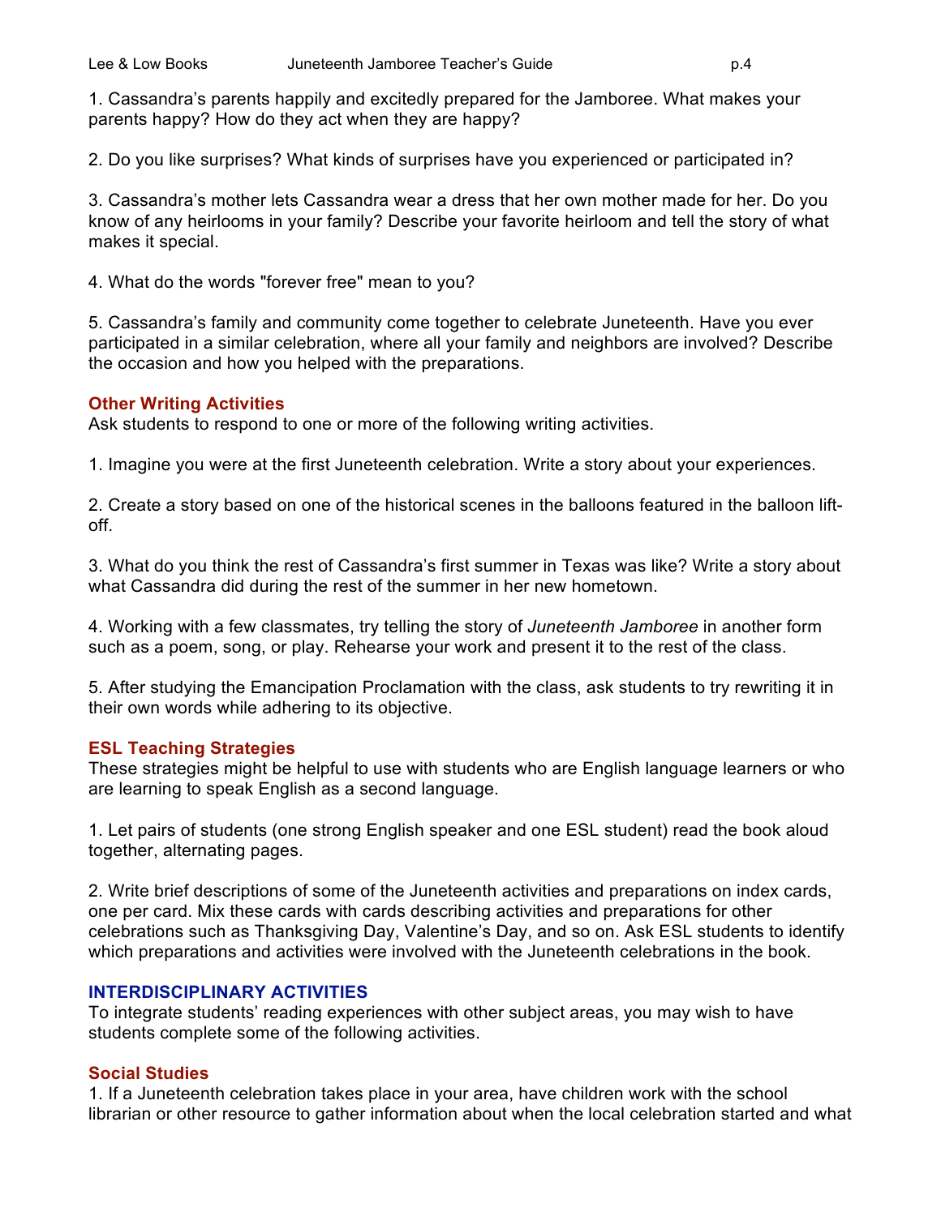1. Cassandra's parents happily and excitedly prepared for the Jamboree. What makes your parents happy? How do they act when they are happy?

2. Do you like surprises? What kinds of surprises have you experienced or participated in?

3. Cassandra's mother lets Cassandra wear a dress that her own mother made for her. Do you know of any heirlooms in your family? Describe your favorite heirloom and tell the story of what makes it special.

4. What do the words "forever free" mean to you?

5. Cassandra's family and community come together to celebrate Juneteenth. Have you ever participated in a similar celebration, where all your family and neighbors are involved? Describe the occasion and how you helped with the preparations.

### Other Writing Activities

Ask students to respond to one or more of the following writing activities.

1. Imagine you were at the first Juneteenth celebration. Write a story about your experiences.

2. Create a story based on one of the historical scenes in the balloons featured in the balloon lift-off.

3. What do you think the rest of Cassandra's first summer in Texas was like? Write a story about what Cassandra did during the rest of the summer in her new hometown.

4. Working with a few classmates, try telling the story of *Juneteenth Jamboree* in another form such as a poem, song, or play. Rehearse your work and present it to the rest of the class.

5. After studying the Emancipation Proclamation with the class, ask students to try rewriting it in their own words while adhering to its objective.

### ESL Teaching Strategies

These strategies might be helpful to use with students who are English language learners or who are learning to speak English as a second language.

1. Let pairs of students (one strong English speaker and one ESL student) read the book aloud together, alternating pages.

2. Write brief descriptions of some of the Juneteenth activities and preparations on index cards, one per card. Mix these cards with cards describing activities and preparations for other celebrations such as Thanksgiving Day, Valentine's Day, and so on. Ask ESL students to identify which preparations and activities were involved with the Juneteenth celebrations in the book.

## INTERDISCIPLINARY ACTIVITIES

To integrate students' reading experiences with other subject areas, you may wish to have students complete some of the following activities.

### Social Studies

1. If a Juneteenth celebration takes place in your area, have children work with the school librarian or other resource to gather information about when the local celebration started and what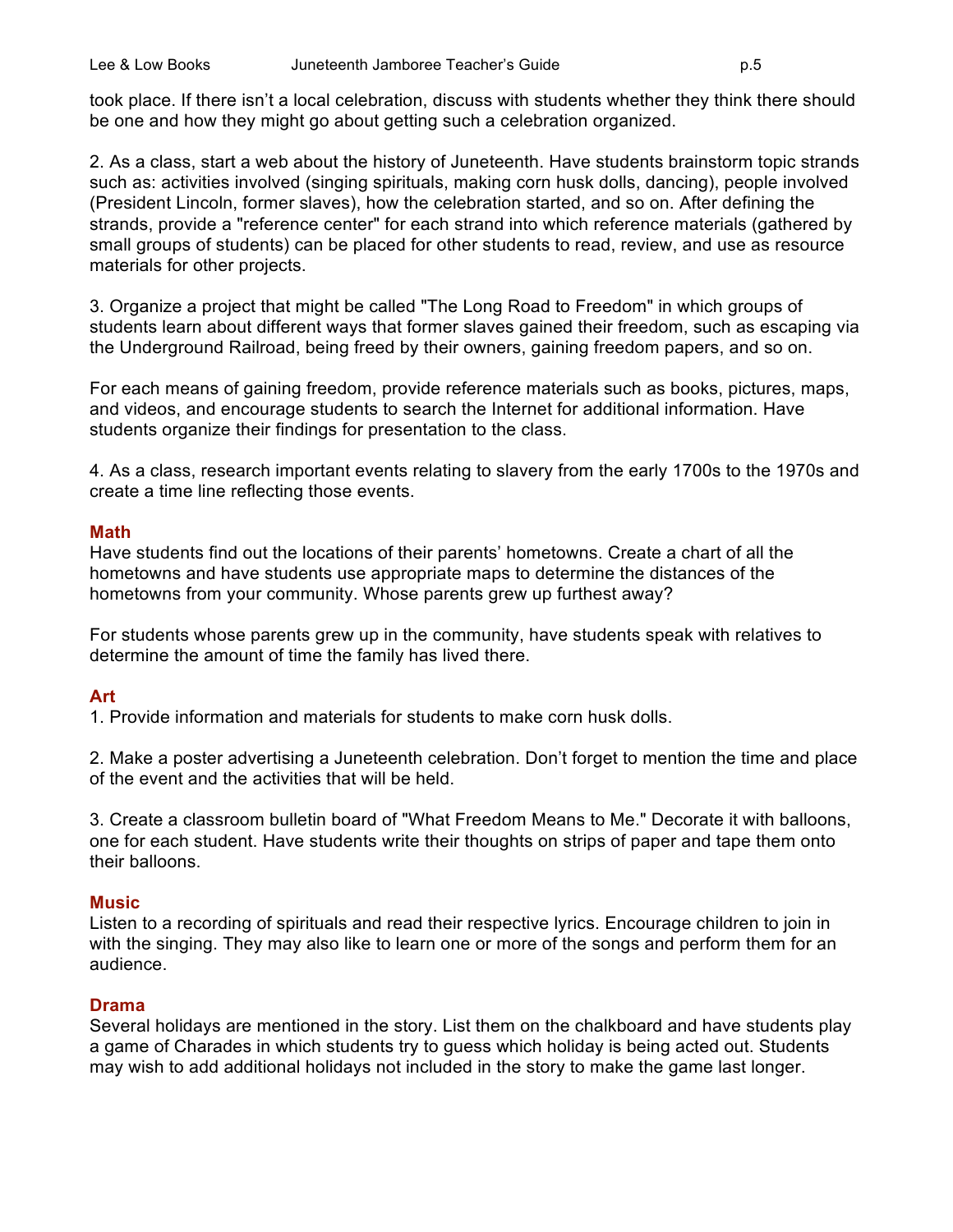took place. If there isn't a local celebration, discuss with students whether they think there should be one and how they might go about getting such a celebration organized.

2. As a class, start a web about the history of Juneteenth. Have students brainstorm topic strands such as: activities involved (singing spirituals, making corn husk dolls, dancing), people involved (President Lincoln, former slaves), how the celebration started, and so on. After defining the strands, provide a "reference center" for each strand into which reference materials (gathered by small groups of students) can be placed for other students to read, review, and use as resource materials for other projects.

3. Organize a project that might be called "The Long Road to Freedom" in which groups of students learn about different ways that former slaves gained their freedom, such as escaping via the Underground Railroad, being freed by their owners, gaining freedom papers, and so on.

For each means of gaining freedom, provide reference materials such as books, pictures, maps, and videos, and encourage students to search the Internet for additional information. Have students organize their findings for presentation to the class.

4. As a class, research important events relating to slavery from the early 1700s to the 1970s and create a time line reflecting those events.

### Math

Have students find out the locations of their parents' hometowns. Create a chart of all the hometowns and have students use appropriate maps to determine the distances of the hometowns from your community. Whose parents grew up furthest away?

For students whose parents grew up in the community, have students speak with relatives to determine the amount of time the family has lived there.

### Art

1. Provide information and materials for students to make corn husk dolls.

2. Make a poster advertising a Juneteenth celebration. Don't forget to mention the time and place of the event and the activities that will be held.

3. Create a classroom bulletin board of "What Freedom Means to Me." Decorate it with balloons, one for each student. Have students write their thoughts on strips of paper and tape them onto their balloons.

### Music

Listen to a recording of spirituals and read their respective lyrics. Encourage children to join in with the singing. They may also like to learn one or more of the songs and perform them for an audience.

### Drama

Several holidays are mentioned in the story. List them on the chalkboard and have students play a game of Charades in which students try to guess which holiday is being acted out. Students may wish to add additional holidays not included in the story to make the game last longer.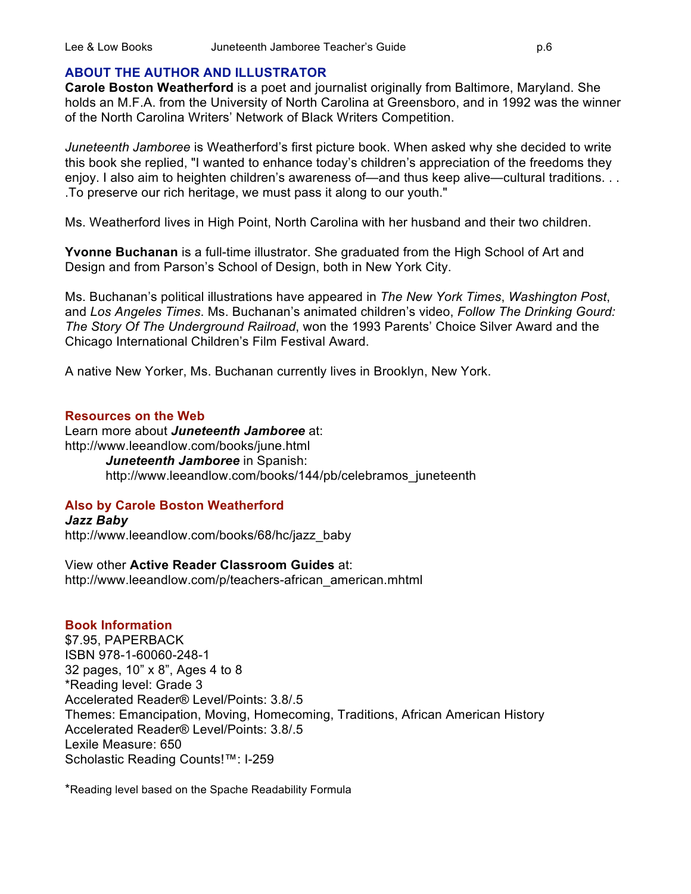## ABOUT THE AUTHOR AND ILLUSTRATOR

**Carole Boston Weatherford** is a poet and journalist originally from Baltimore, Maryland. She holds an M.F.A. from the University of North Carolina at Greensboro, and in 1992 was the winner of the North Carolina Writers' Network of Black Writers Competition.

*Juneteenth Jamboree* is Weatherford's first picture book. When asked why she decided to write this book she replied, "I wanted to enhance today's children's appreciation of the freedoms they enjoy. I also aim to heighten children's awareness of—and thus keep alive—cultural traditions. . . .To preserve our rich heritage, we must pass it along to our youth."

Ms. Weatherford lives in High Point, North Carolina with her husband and their two children.

**Yvonne Buchanan** is a full-time illustrator. She graduated from the High School of Art and Design and from Parson's School of Design, both in New York City.

Ms. Buchanan's political illustrations have appeared in *The New York Times*, *Washington Post*, and *Los Angeles Times*. Ms. Buchanan's animated children's video, *Follow The Drinking Gourd: The Story Of The Underground Railroad*, won the 1993 Parents' Choice Silver Award and the Chicago International Children's Film Festival Award.

A native New Yorker, Ms. Buchanan currently lives in Brooklyn, New York.

### Resources on the Web

Learn more about ***Juneteenth Jamboree*** at:
http://www.leeandlow.com/books/june.html

> ***Juneteenth Jamboree*** in Spanish:
> http://www.leeandlow.com/books/144/pb/celebramos_juneteenth

### Also by Carole Boston Weatherford

***Jazz Baby***
http://www.leeandlow.com/books/68/hc/jazz_baby

View other **Active Reader Classroom Guides** at:
http://www.leeandlow.com/p/teachers-african_american.mhtml

### Book Information

$7.95, PAPERBACK
ISBN 978-1-60060-248-1
32 pages, 10" x 8", Ages 4 to 8
*Reading level: Grade 3
Accelerated Reader® Level/Points: 3.8/.5
Themes: Emancipation, Moving, Homecoming, Traditions, African American History
Accelerated Reader® Level/Points: 3.8/.5
Lexile Measure: 650
Scholastic Reading Counts!™: I-259

*Reading level based on the Spache Readability Formula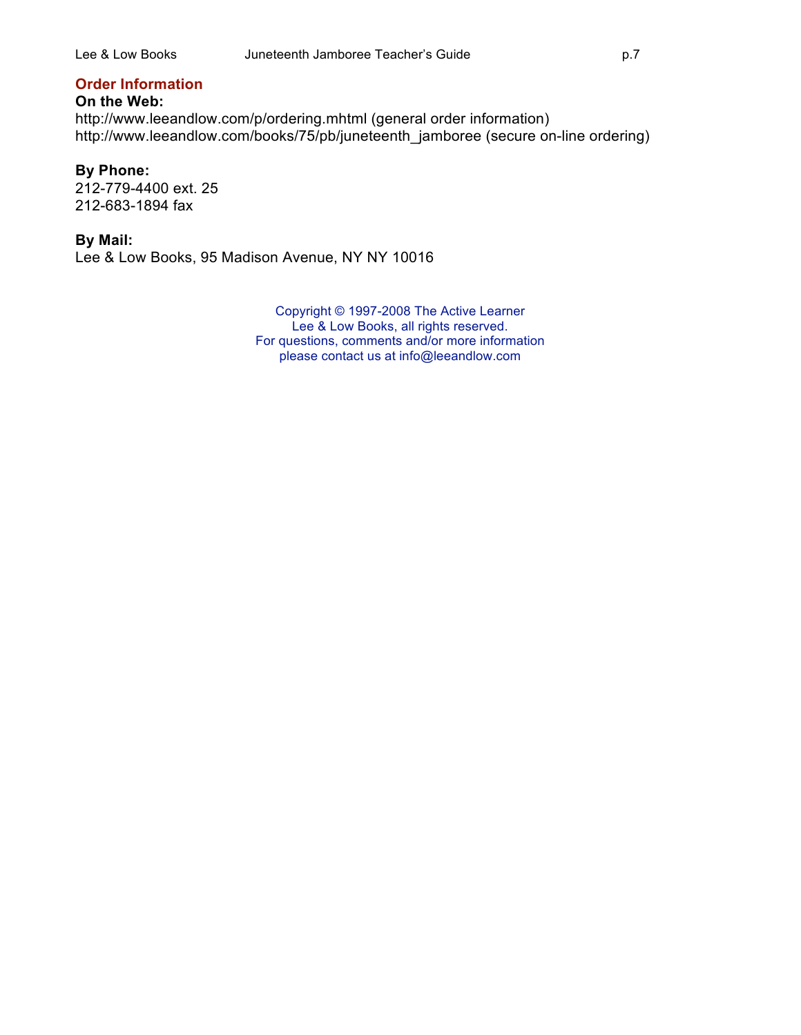## Order Information

**On the Web:**
http://www.leeandlow.com/p/ordering.mhtml (general order information)
http://www.leeandlow.com/books/75/pb/juneteenth_jamboree (secure on-line ordering)

**By Phone:**
212-779-4400 ext. 25
212-683-1894 fax

**By Mail:**
Lee & Low Books, 95 Madison Avenue, NY NY 10016

Copyright © 1997-2008 The Active Learner
Lee & Low Books, all rights reserved.
For questions, comments and/or more information
please contact us at info@leeandlow.com